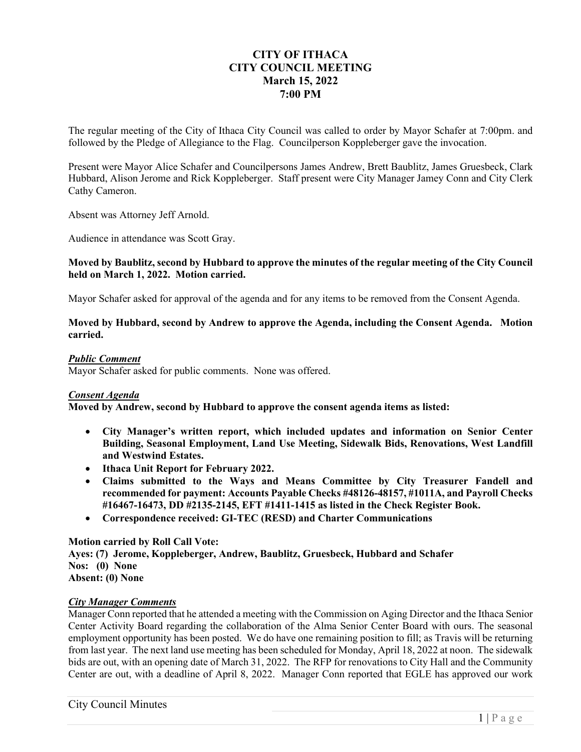# CITY OF ITHACA
# CITY COUNCIL MEETING
## March 15, 2022
## 7:00 PM

The regular meeting of the City of Ithaca City Council was called to order by Mayor Schafer at 7:00pm. and followed by the Pledge of Allegiance to the Flag. Councilperson Koppleberger gave the invocation.

Present were Mayor Alice Schafer and Councilpersons James Andrew, Brett Baublitz, James Gruesbeck, Clark Hubbard, Alison Jerome and Rick Koppleberger. Staff present were City Manager Jamey Conn and City Clerk Cathy Cameron.

Absent was Attorney Jeff Arnold.

Audience in attendance was Scott Gray.

**Moved by Baublitz, second by Hubbard to approve the minutes of the regular meeting of the City Council held on March 1, 2022. Motion carried.**

Mayor Schafer asked for approval of the agenda and for any items to be removed from the Consent Agenda.

**Moved by Hubbard, second by Andrew to approve the Agenda, including the Consent Agenda. Motion carried.**

***Public Comment***

Mayor Schafer asked for public comments. None was offered.

***Consent Agenda***

**Moved by Andrew, second by Hubbard to approve the consent agenda items as listed:**

- **City Manager's written report, which included updates and information on Senior Center Building, Seasonal Employment, Land Use Meeting, Sidewalk Bids, Renovations, West Landfill and Westwind Estates.**
- **Ithaca Unit Report for February 2022.**
- **Claims submitted to the Ways and Means Committee by City Treasurer Fandell and recommended for payment: Accounts Payable Checks #48126-48157, #1011A, and Payroll Checks #16467-16473, DD #2135-2145, EFT #1411-1415 as listed in the Check Register Book.**
- **Correspondence received: GI-TEC (RESD) and Charter Communications**

**Motion carried by Roll Call Vote:**
**Ayes: (7) Jerome, Koppleberger, Andrew, Baublitz, Gruesbeck, Hubbard and Schafer**
**Nos: (0) None**
**Absent: (0) None**

***City Manager Comments***

Manager Conn reported that he attended a meeting with the Commission on Aging Director and the Ithaca Senior Center Activity Board regarding the collaboration of the Alma Senior Center Board with ours. The seasonal employment opportunity has been posted. We do have one remaining position to fill; as Travis will be returning from last year. The next land use meeting has been scheduled for Monday, April 18, 2022 at noon. The sidewalk bids are out, with an opening date of March 31, 2022. The RFP for renovations to City Hall and the Community Center are out, with a deadline of April 8, 2022. Manager Conn reported that EGLE has approved our work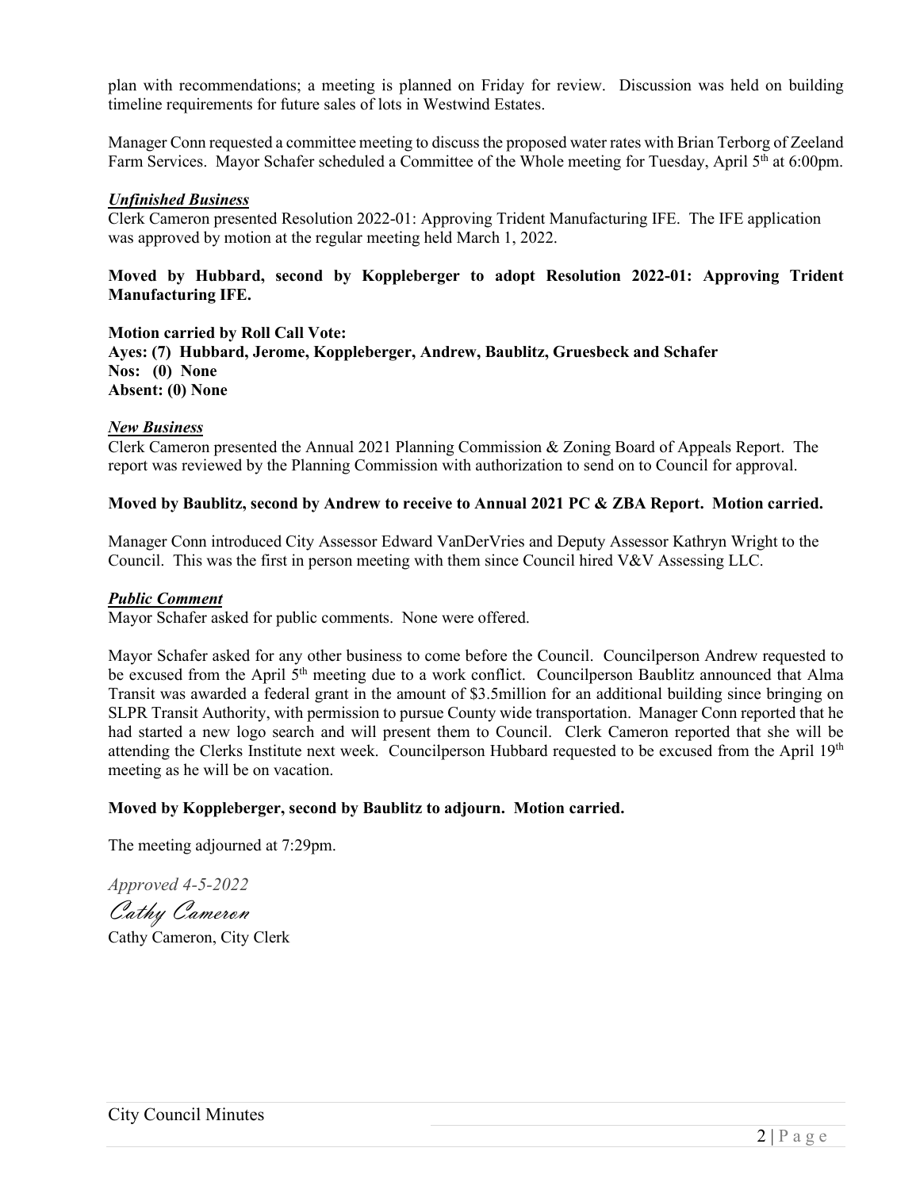plan with recommendations; a meeting is planned on Friday for review. Discussion was held on building timeline requirements for future sales of lots in Westwind Estates.

Manager Conn requested a committee meeting to discuss the proposed water rates with Brian Terborg of Zeeland Farm Services. Mayor Schafer scheduled a Committee of the Whole meeting for Tuesday, April 5th at 6:00pm.

***Unfinished Business***

Clerk Cameron presented Resolution 2022-01: Approving Trident Manufacturing IFE. The IFE application was approved by motion at the regular meeting held March 1, 2022.

**Moved by Hubbard, second by Koppleberger to adopt Resolution 2022-01: Approving Trident Manufacturing IFE.**

**Motion carried by Roll Call Vote:**
**Ayes: (7) Hubbard, Jerome, Koppleberger, Andrew, Baublitz, Gruesbeck and Schafer**
**Nos: (0) None**
**Absent: (0) None**

***New Business***

Clerk Cameron presented the Annual 2021 Planning Commission & Zoning Board of Appeals Report. The report was reviewed by the Planning Commission with authorization to send on to Council for approval.

**Moved by Baublitz, second by Andrew to receive to Annual 2021 PC & ZBA Report. Motion carried.**

Manager Conn introduced City Assessor Edward VanDerVries and Deputy Assessor Kathryn Wright to the Council. This was the first in person meeting with them since Council hired V&V Assessing LLC.

***Public Comment***

Mayor Schafer asked for public comments. None were offered.

Mayor Schafer asked for any other business to come before the Council. Councilperson Andrew requested to be excused from the April 5th meeting due to a work conflict. Councilperson Baublitz announced that Alma Transit was awarded a federal grant in the amount of $3.5million for an additional building since bringing on SLPR Transit Authority, with permission to pursue County wide transportation. Manager Conn reported that he had started a new logo search and will present them to Council. Clerk Cameron reported that she will be attending the Clerks Institute next week. Councilperson Hubbard requested to be excused from the April 19th meeting as he will be on vacation.

**Moved by Koppleberger, second by Baublitz to adjourn. Motion carried.**

The meeting adjourned at 7:29pm.

*Approved 4-5-2022*

*Cathy Cameron*

Cathy Cameron, City Clerk